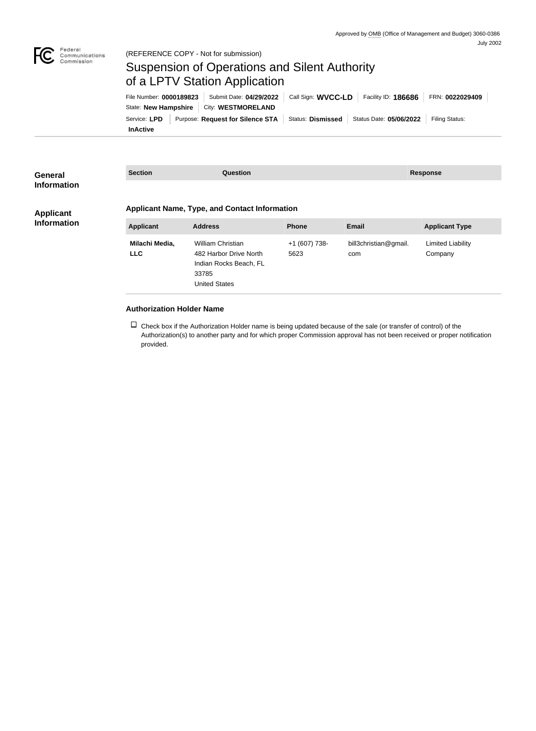Approved by OMB (Office of Management and Budget) 3060-0386
July 2002

(REFERENCE COPY - Not for submission)

# Suspension of Operations and Silent Authority of a LPTV Station Application

File Number: **0000189823** | Submit Date: **04/29/2022** | Call Sign: **WVCC-LD** | Facility ID: **186686** | FRN: **0022029409**
State: **New Hampshire** | City: **WESTMORELAND**
Service: **LPD** | Purpose: **Request for Silence STA** | Status: **Dismissed** | Status Date: **05/06/2022** | Filing Status: **InActive**

## General Information

| Section | Question | Response |
| --- | --- | --- |

## Applicant Information

### Applicant Name, Type, and Contact Information

| Applicant | Address | Phone | Email | Applicant Type |
| --- | --- | --- | --- | --- |
| **Milachi Media, LLC** | William Christian<br>482 Harbor Drive North<br>Indian Rocks Beach, FL 33785<br>United States | +1 (607) 738-5623 | bill3christian@gmail.com | Limited Liability Company |

### Authorization Holder Name

☐ Check box if the Authorization Holder name is being updated because of the sale (or transfer of control) of the Authorization(s) to another party and for which proper Commission approval has not been received or proper notification provided.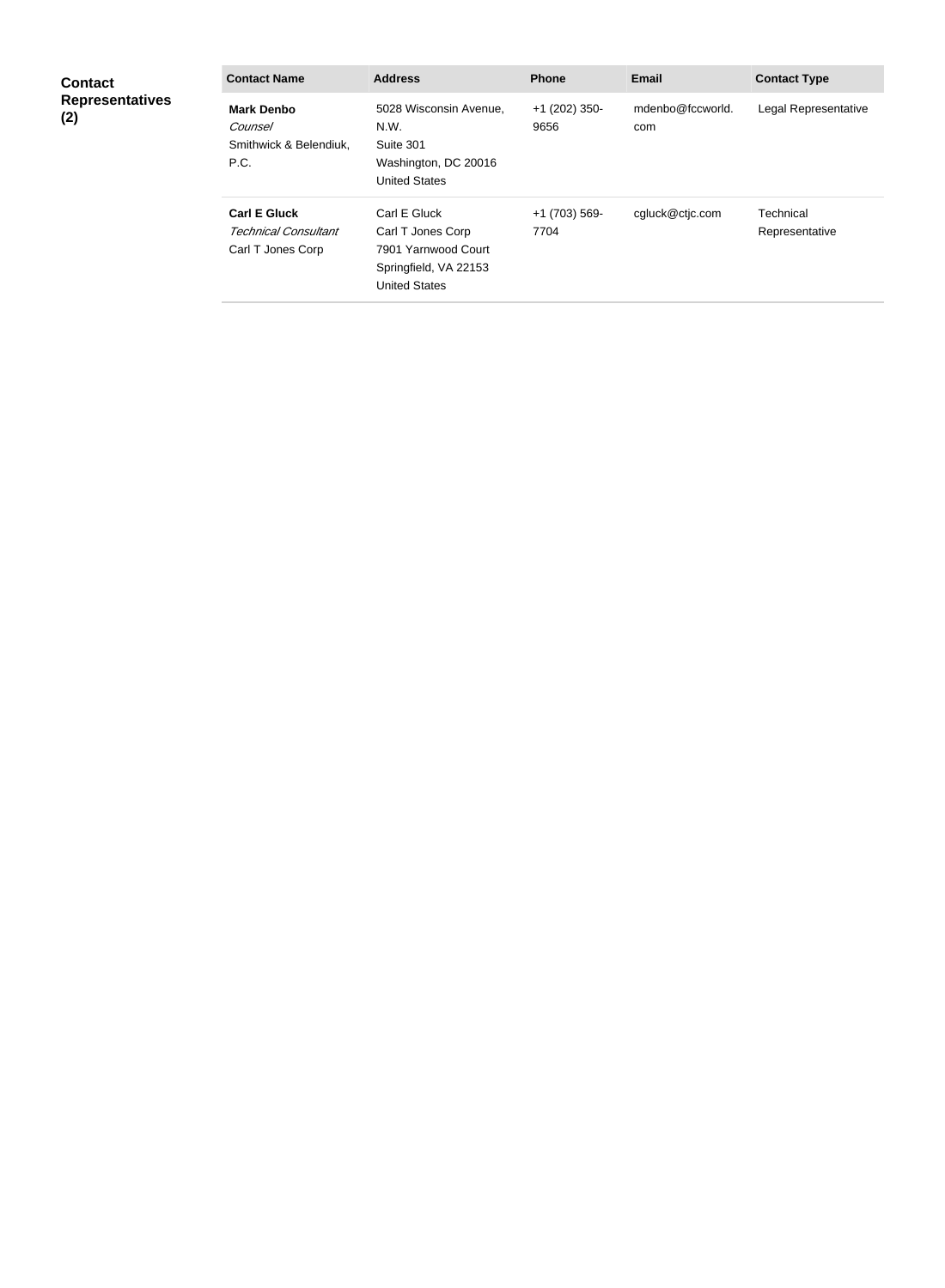**Contact Representatives (2)**

| Contact Name | Address | Phone | Email | Contact Type |
|---|---|---|---|---|
| **Mark Denbo**<br>*Counsel*<br>Smithwick & Belendiuk, P.C. | 5028 Wisconsin Avenue, N.W.<br>Suite 301<br>Washington, DC 20016<br>United States | +1 (202) 350-9656 | mdenbo@fccworld.com | Legal Representative |
| **Carl E Gluck**<br>*Technical Consultant*<br>Carl T Jones Corp | Carl E Gluck<br>Carl T Jones Corp<br>7901 Yarnwood Court<br>Springfield, VA 22153<br>United States | +1 (703) 569-7704 | cgluck@ctjc.com | Technical Representative |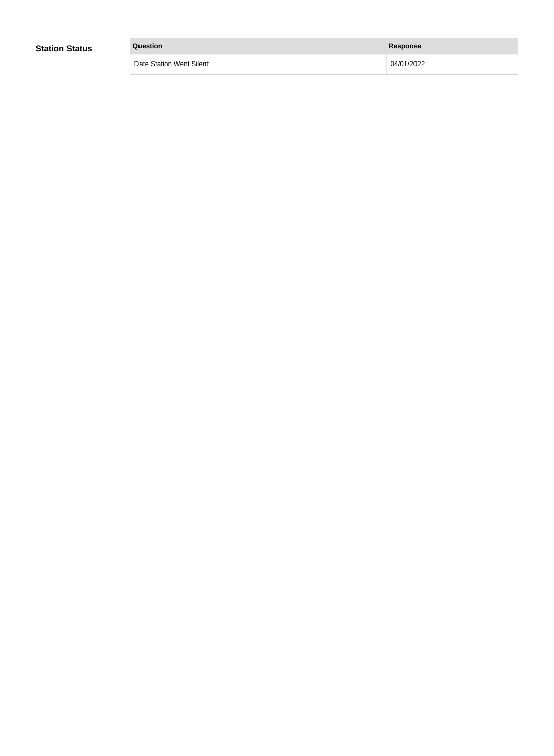**Station Status**

| Question | Response |
| --- | --- |
| Date Station Went Silent | 04/01/2022 |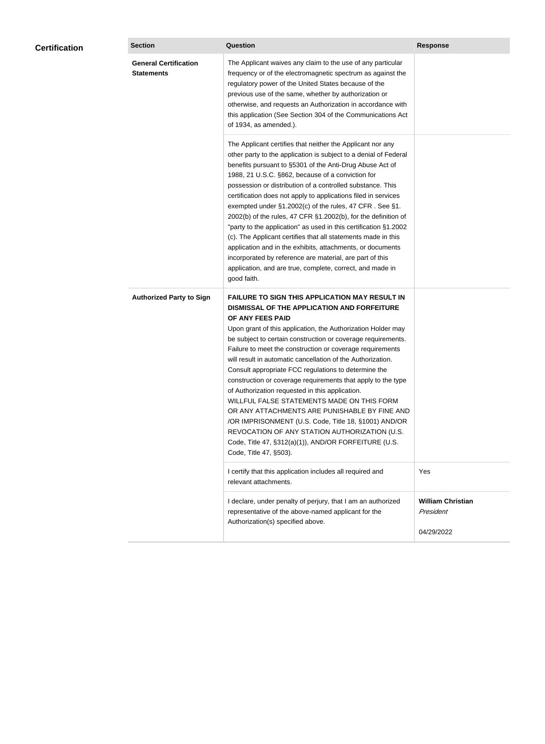## Certification

| Section | Question | Response |
|---|---|---|
| **General Certification Statements** | The Applicant waives any claim to the use of any particular frequency or of the electromagnetic spectrum as against the regulatory power of the United States because of the previous use of the same, whether by authorization or otherwise, and requests an Authorization in accordance with this application (See Section 304 of the Communications Act of 1934, as amended.). | |
| | The Applicant certifies that neither the Applicant nor any other party to the application is subject to a denial of Federal benefits pursuant to §5301 of the Anti-Drug Abuse Act of 1988, 21 U.S.C. §862, because of a conviction for possession or distribution of a controlled substance. This certification does not apply to applications filed in services exempted under §1.2002(c) of the rules, 47 CFR . See §1. 2002(b) of the rules, 47 CFR §1.2002(b), for the definition of "party to the application" as used in this certification §1.2002 (c). The Applicant certifies that all statements made in this application and in the exhibits, attachments, or documents incorporated by reference are material, are part of this application, and are true, complete, correct, and made in good faith. | |
| **Authorized Party to Sign** | **FAILURE TO SIGN THIS APPLICATION MAY RESULT IN DISMISSAL OF THE APPLICATION AND FORFEITURE OF ANY FEES PAID** Upon grant of this application, the Authorization Holder may be subject to certain construction or coverage requirements. Failure to meet the construction or coverage requirements will result in automatic cancellation of the Authorization. Consult appropriate FCC regulations to determine the construction or coverage requirements that apply to the type of Authorization requested in this application. WILLFUL FALSE STATEMENTS MADE ON THIS FORM OR ANY ATTACHMENTS ARE PUNISHABLE BY FINE AND /OR IMPRISONMENT (U.S. Code, Title 18, §1001) AND/OR REVOCATION OF ANY STATION AUTHORIZATION (U.S. Code, Title 47, §312(a)(1)), AND/OR FORFEITURE (U.S. Code, Title 47, §503). | |
| | I certify that this application includes all required and relevant attachments. | Yes |
| | I declare, under penalty of perjury, that I am an authorized representative of the above-named applicant for the Authorization(s) specified above. | **William Christian** *President* 04/29/2022 |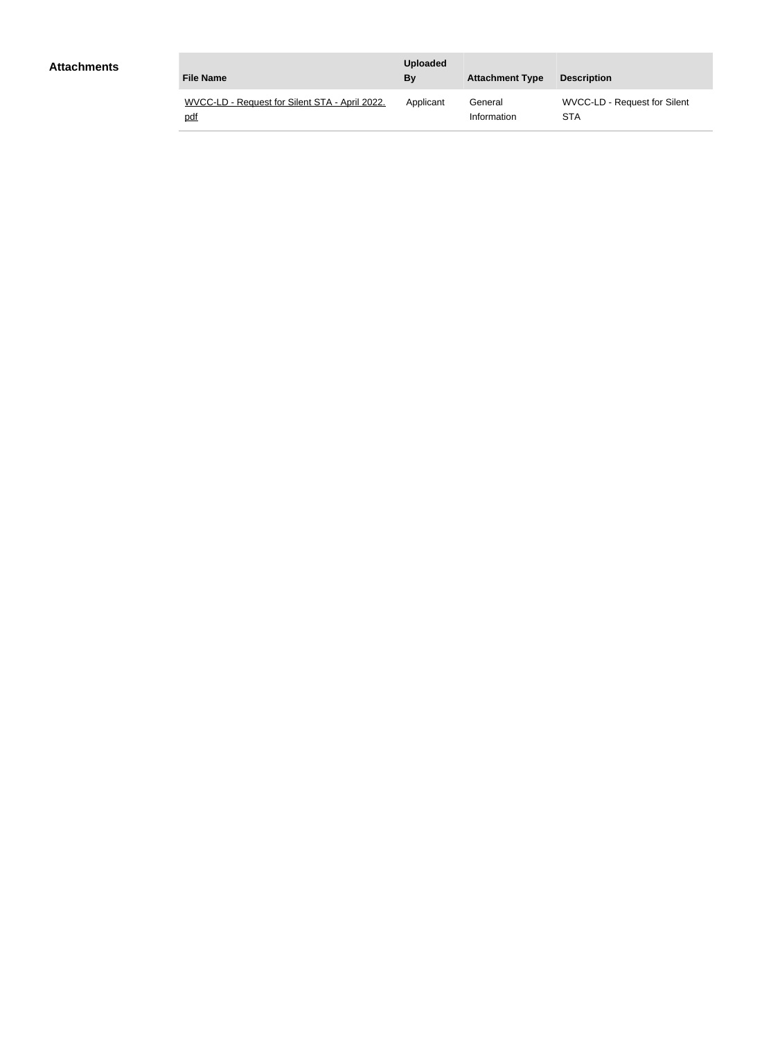**Attachments**

| File Name | Uploaded By | Attachment Type | Description |
| --- | --- | --- | --- |
| WVCC-LD - Request for Silent STA - April 2022.pdf | Applicant | General Information | WVCC-LD - Request for Silent STA |